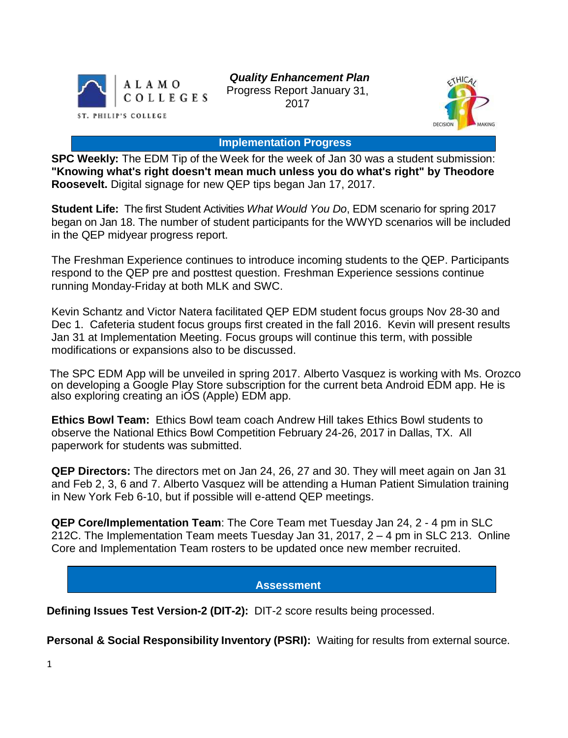**Quality Enhancement Plan**
Progress Report January 31, 2017

## Implementation Progress

**SPC Weekly:** The EDM Tip of the Week for the week of Jan 30 was a student submission: **"Knowing what's right doesn't mean much unless you do what's right" by Theodore Roosevelt.** Digital signage for new QEP tips began Jan 17, 2017.

**Student Life:** The first Student Activities *What Would You Do*, EDM scenario for spring 2017 began on Jan 18. The number of student participants for the WWYD scenarios will be included in the QEP midyear progress report.

The Freshman Experience continues to introduce incoming students to the QEP. Participants respond to the QEP pre and posttest question. Freshman Experience sessions continue running Monday-Friday at both MLK and SWC.

Kevin Schantz and Victor Natera facilitated QEP EDM student focus groups Nov 28-30 and Dec 1. Cafeteria student focus groups first created in the fall 2016. Kevin will present results Jan 31 at Implementation Meeting. Focus groups will continue this term, with possible modifications or expansions also to be discussed.

The SPC EDM App will be unveiled in spring 2017. Alberto Vasquez is working with Ms. Orozco on developing a Google Play Store subscription for the current beta Android EDM app. He is also exploring creating an iOS (Apple) EDM app.

**Ethics Bowl Team:** Ethics Bowl team coach Andrew Hill takes Ethics Bowl students to observe the National Ethics Bowl Competition February 24-26, 2017 in Dallas, TX. All paperwork for students was submitted.

**QEP Directors:** The directors met on Jan 24, 26, 27 and 30. They will meet again on Jan 31 and Feb 2, 3, 6 and 7. Alberto Vasquez will be attending a Human Patient Simulation training in New York Feb 6-10, but if possible will e-attend QEP meetings.

**QEP Core/Implementation Team**: The Core Team met Tuesday Jan 24, 2 - 4 pm in SLC 212C. The Implementation Team meets Tuesday Jan 31, 2017, 2 – 4 pm in SLC 213. Online Core and Implementation Team rosters to be updated once new member recruited.

## Assessment

**Defining Issues Test Version-2 (DIT-2):** DIT-2 score results being processed.

**Personal & Social Responsibility Inventory (PSRI):** Waiting for results from external source.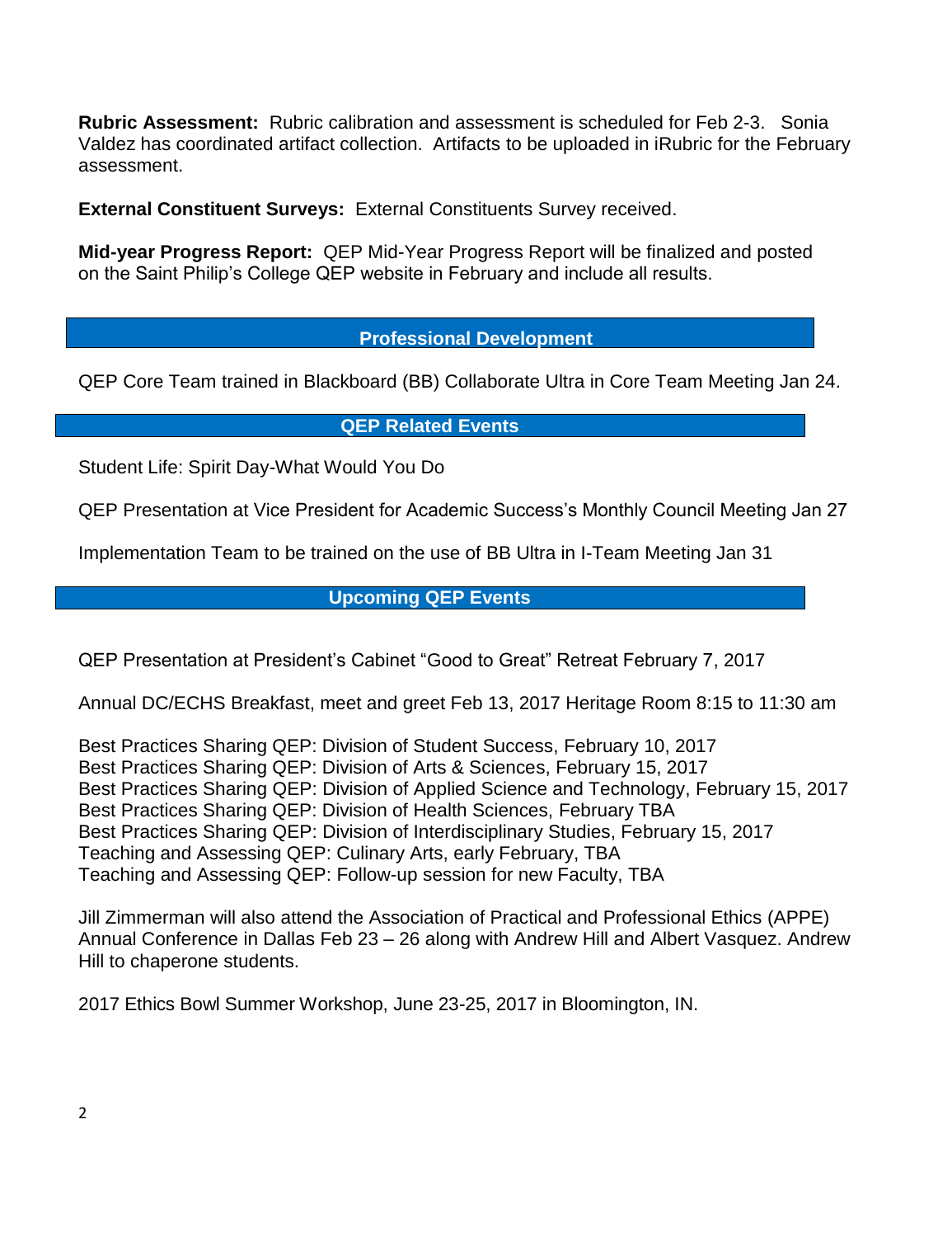**Rubric Assessment:** Rubric calibration and assessment is scheduled for Feb 2-3. Sonia Valdez has coordinated artifact collection. Artifacts to be uploaded in iRubric for the February assessment.

**External Constituent Surveys:** External Constituents Survey received.

**Mid-year Progress Report:** QEP Mid-Year Progress Report will be finalized and posted on the Saint Philip's College QEP website in February and include all results.

## Professional Development

QEP Core Team trained in Blackboard (BB) Collaborate Ultra in Core Team Meeting Jan 24.

## QEP Related Events

Student Life: Spirit Day-What Would You Do

QEP Presentation at Vice President for Academic Success's Monthly Council Meeting Jan 27

Implementation Team to be trained on the use of BB Ultra in I-Team Meeting Jan 31

## Upcoming QEP Events

QEP Presentation at President's Cabinet "Good to Great" Retreat February 7, 2017

Annual DC/ECHS Breakfast, meet and greet Feb 13, 2017 Heritage Room 8:15 to 11:30 am

Best Practices Sharing QEP: Division of Student Success, February 10, 2017
Best Practices Sharing QEP: Division of Arts & Sciences, February 15, 2017
Best Practices Sharing QEP: Division of Applied Science and Technology, February 15, 2017
Best Practices Sharing QEP: Division of Health Sciences, February TBA
Best Practices Sharing QEP: Division of Interdisciplinary Studies, February 15, 2017
Teaching and Assessing QEP: Culinary Arts, early February, TBA
Teaching and Assessing QEP: Follow-up session for new Faculty, TBA

Jill Zimmerman will also attend the Association of Practical and Professional Ethics (APPE) Annual Conference in Dallas Feb 23 – 26 along with Andrew Hill and Albert Vasquez. Andrew Hill to chaperone students.

2017 Ethics Bowl Summer Workshop, June 23-25, 2017 in Bloomington, IN.